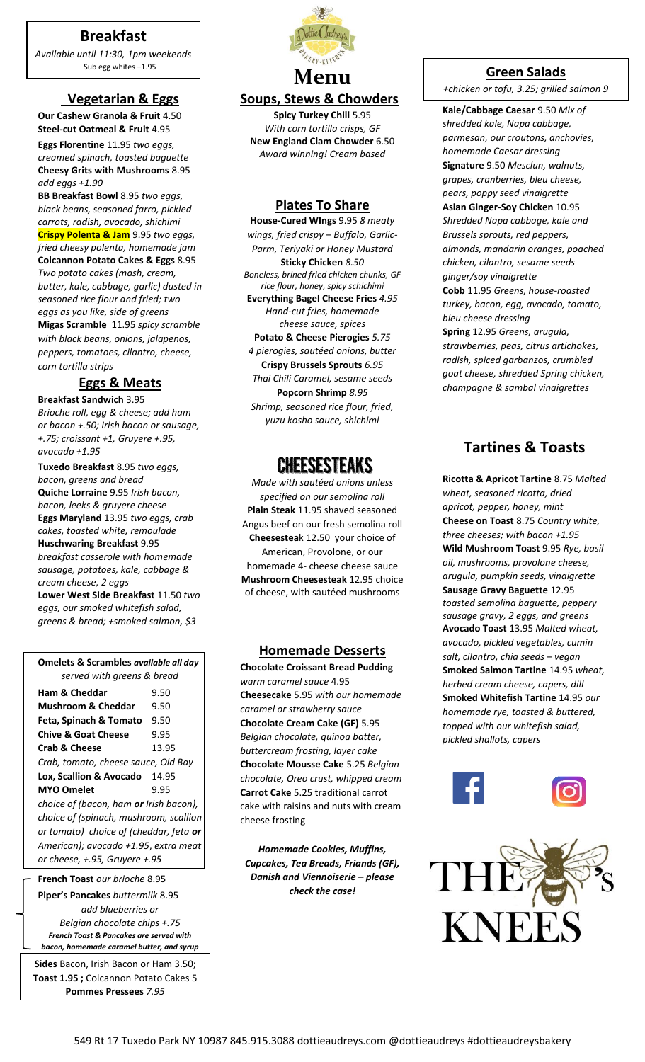# Breakfast

*Available until 11:30, 1pm weekends*
Sub egg whites +1.95

## Vegetarian & Eggs

**Our Cashew Granola & Fruit** 4.50
**Steel-cut Oatmeal & Fruit** 4.95
**Eggs Florentine** 11.95 *two eggs, creamed spinach, toasted baguette*
**Cheesy Grits with Mushrooms** 8.95 *add eggs +1.90*
**BB Breakfast Bowl** 8.95 *two eggs, black beans, seasoned farro, pickled carrots, radish, avocado, shichimi*
**Crispy Polenta & Jam** 9.95 *two eggs, fried cheesy polenta, homemade jam*
**Colcannon Potato Cakes & Eggs** 8.95 *Two potato cakes (mash, cream, butter, kale, cabbage, garlic) dusted in seasoned rice flour and fried; two eggs as you like, side of greens*
**Migas Scramble** 11.95 *spicy scramble with black beans, onions, jalapenos, peppers, tomatoes, cilantro, cheese, corn tortilla strips*

## Eggs & Meats

**Breakfast Sandwich** 3.95 *Brioche roll, egg & cheese; add ham or bacon +.50; Irish bacon or sausage, +.75; croissant +1, Gruyere +.95, avocado +1.95*
**Tuxedo Breakfast** 8.95 *two eggs, bacon, greens and bread*
**Quiche Lorraine** 9.95 *Irish bacon, bacon, leeks & gruyere cheese*
**Eggs Maryland** 13.95 *two eggs, crab cakes, toasted white, remoulade*
**Huschwaring Breakfast** 9.95 *breakfast casserole with homemade sausage, potatoes, kale, cabbage & cream cheese, 2 eggs*
**Lower West Side Breakfast** 11.50 *two eggs, our smoked whitefish salad, greens & bread; +smoked salmon, $3*

**Omelets & Scrambles** *available all day served with greens & bread*

| Item | Price |
|---|---|
| **Ham & Cheddar** | 9.50 |
| **Mushroom & Cheddar** | 9.50 |
| **Feta, Spinach & Tomato** | 9.50 |
| **Chive & Goat Cheese** | 9.95 |
| **Crab & Cheese** | 13.95 |
| *Crab, tomato, cheese sauce, Old Bay* | |
| **Lox, Scallion & Avocado** | 14.95 |
| **MYO Omelet** | 9.95 |

*choice of (bacon, ham **or** Irish bacon), choice of (spinach, mushroom, scallion or tomato) choice of (cheddar, feta **or** American); avocado +1.95, extra meat or cheese, +.95, Gruyere +.95*

**French Toast** *our brioche* 8.95
**Piper's Pancakes** *buttermilk* 8.95
*add blueberries or Belgian chocolate chips +.75*
***French Toast & Pancakes are served with bacon, homemade caramel butter, and syrup***

**Sides** Bacon, Irish Bacon or Ham 3.50; **Toast 1.95 ;** Colcannon Potato Cakes 5 **Pommes Pressees** *7.95*

# Menu

## Soups, Stews & Chowders

**Spicy Turkey Chili** 5.95 *With corn tortilla crisps, GF*
**New England Clam Chowder** 6.50 *Award winning! Cream based*

## Plates To Share

**House-Cured WIngs** 9.95 *8 meaty wings, fried crispy – Buffalo, Garlic-Parm, Teriyaki or Honey Mustard*
**Sticky Chicken** *8.50 Boneless, brined fried chicken chunks, GF rice flour, honey, spicy schichimi*
**Everything Bagel Cheese Fries** *4.95 Hand-cut fries, homemade cheese sauce, spices*
**Potato & Cheese Pierogies** *5.75 4 pierogies, sautéed onions, butter*
**Crispy Brussels Sprouts** *6.95 Thai Chili Caramel, sesame seeds*
**Popcorn Shrimp** *8.95 Shrimp, seasoned rice flour, fried, yuzu kosho sauce, shichimi*

## CHEESESTEAKS

*Made with sautéed onions unless specified on our semolina roll*
**Plain Steak** 11.95 shaved seasoned Angus beef on our fresh semolina roll
**Cheesesteak** 12.50 your choice of American, Provolone, or our homemade 4- cheese cheese sauce
**Mushroom Cheesesteak** 12.95 choice of cheese, with sautéed mushrooms

## Homemade Desserts

**Chocolate Croissant Bread Pudding** *warm caramel sauce* 4.95
**Cheesecake** 5.95 *with our homemade caramel or strawberry sauce*
**Chocolate Cream Cake (GF)** 5.95 *Belgian chocolate, quinoa batter, buttercream frosting, layer cake*
**Chocolate Mousse Cake** 5.25 *Belgian chocolate, Oreo crust, whipped cream*
**Carrot Cake** 5.25 traditional carrot cake with raisins and nuts with cream cheese frosting

***Homemade Cookies, Muffins, Cupcakes, Tea Breads, Friands (GF), Danish and Viennoiserie – please check the case!***

## Green Salads

*+chicken or tofu, 3.25; grilled salmon 9*

**Kale/Cabbage Caesar** 9.50 *Mix of shredded kale, Napa cabbage, parmesan, our croutons, anchovies, homemade Caesar dressing*
**Signature** 9.50 *Mesclun, walnuts, grapes, cranberries, bleu cheese, pears, poppy seed vinaigrette*
**Asian Ginger-Soy Chicken** 10.95 *Shredded Napa cabbage, kale and Brussels sprouts, red peppers, almonds, mandarin oranges, poached chicken, cilantro, sesame seeds ginger/soy vinaigrette*
**Cobb** 11.95 *Greens, house-roasted turkey, bacon, egg, avocado, tomato, bleu cheese dressing*
**Spring** 12.95 *Greens, arugula, strawberries, peas, citrus artichokes, radish, spiced garbanzos, crumbled goat cheese, shredded Spring chicken, champagne & sambal vinaigrettes*

## Tartines & Toasts

**Ricotta & Apricot Tartine** 8.75 *Malted wheat, seasoned ricotta, dried apricot, pepper, honey, mint*
**Cheese on Toast** 8.75 *Country white, three cheeses; with bacon +1.95*
**Wild Mushroom Toast** 9.95 *Rye, basil oil, mushrooms, provolone cheese, arugula, pumpkin seeds, vinaigrette*
**Sausage Gravy Baguette** 12.95 *toasted semolina baguette, peppery sausage gravy, 2 eggs, and greens*
**Avocado Toast** 13.95 *Malted wheat, avocado, pickled vegetables, cumin salt, cilantro, chia seeds – vegan*
**Smoked Salmon Tartine** 14.95 *wheat, herbed cream cheese, capers, dill*
**Smoked Whitefish Tartine** 14.95 *our homemade rye, toasted & buttered, topped with our whitefish salad, pickled shallots, capers*

THE 's KNEES

549 Rt 17 Tuxedo Park NY 10987 845.915.3088 dottieaudreys.com @dottieaudreys #dottieaudreysbakery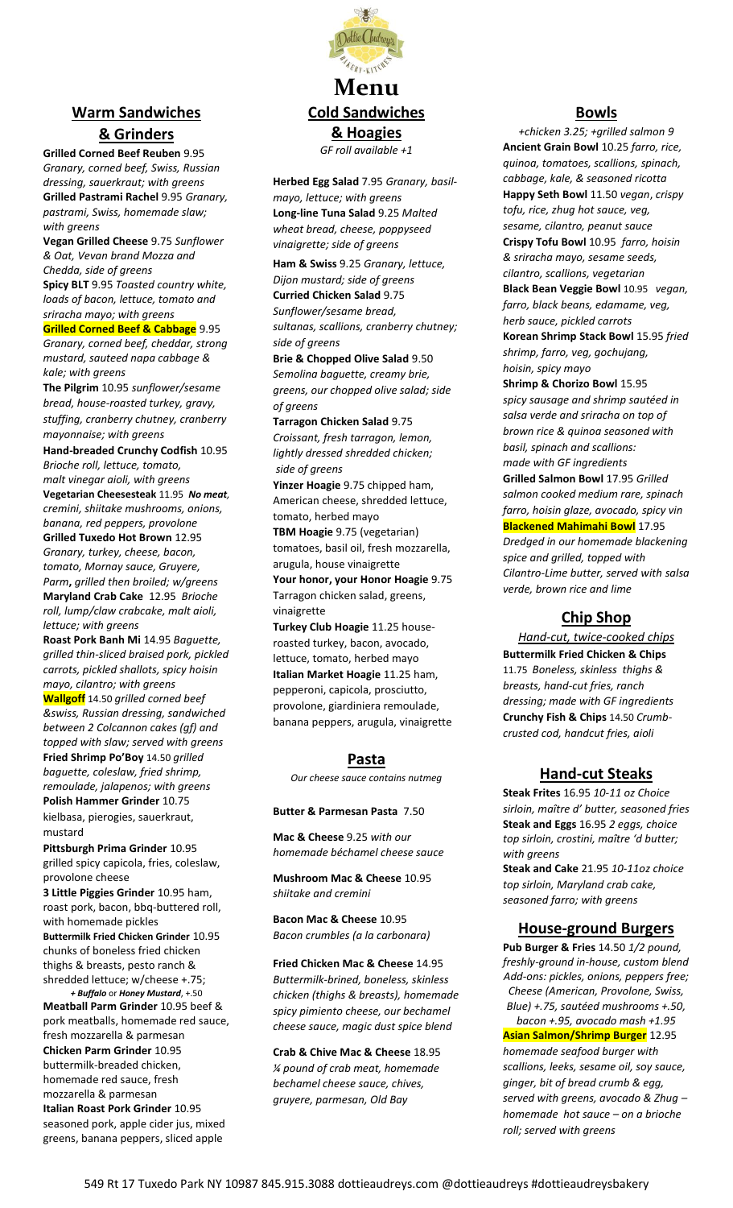# Menu

## Warm Sandwiches & Grinders

**Grilled Corned Beef Reuben** 9.95 *Granary, corned beef, Swiss, Russian dressing, sauerkraut; with greens*

**Grilled Pastrami Rachel** 9.95 *Granary, pastrami, Swiss, homemade slaw; with greens*

**Vegan Grilled Cheese** 9.75 *Sunflower & Oat, Vevan brand Mozza and Chedda, side of greens*

**Spicy BLT** 9.95 *Toasted country white, loads of bacon, lettuce, tomato and sriracha mayo; with greens*

**Grilled Corned Beef & Cabbage** 9.95 *Granary, corned beef, cheddar, strong mustard, sauteed napa cabbage & kale; with greens*

**The Pilgrim** 10.95 *sunflower/sesame bread, house-roasted turkey, gravy, stuffing, cranberry chutney, cranberry mayonnaise; with greens*

**Hand-breaded Crunchy Codfish** 10.95 *Brioche roll, lettuce, tomato, malt vinegar aioli, with greens*

**Vegetarian Cheesesteak** 11.95 ***No meat**, cremini, shiitake mushrooms, onions, banana, red peppers, provolone*

**Grilled Tuxedo Hot Brown** 12.95 *Granary, turkey, cheese, bacon, tomato, Mornay sauce, Gruyere, Parm, grilled then broiled; w/greens*

**Maryland Crab Cake** 12.95 *Brioche roll, lump/claw crabcake, malt aioli, lettuce; with greens*

**Roast Pork Banh Mi** 14.95 *Baguette, grilled thin-sliced braised pork, pickled carrots, pickled shallots, spicy hoisin mayo, cilantro; with greens*

**Wallgoff** 14.50 *grilled corned beef &swiss, Russian dressing, sandwiched between 2 Colcannon cakes (gf) and topped with slaw; served with greens*

**Fried Shrimp Po'Boy** 14.50 *grilled baguette, coleslaw, fried shrimp, remoulade, jalapenos; with greens*

**Polish Hammer Grinder** 10.75 kielbasa, pierogies, sauerkraut, mustard

**Pittsburgh Prima Grinder** 10.95 grilled spicy capicola, fries, coleslaw, provolone cheese

**3 Little Piggies Grinder** 10.95 ham, roast pork, bacon, bbq-buttered roll, with homemade pickles

**Buttermilk Fried Chicken Grinder** 10.95 chunks of boneless fried chicken thighs & breasts, pesto ranch & shredded lettuce; w/cheese +.75; *+ Buffalo* or *Honey Mustard*, +.50

**Meatball Parm Grinder** 10.95 beef & pork meatballs, homemade red sauce, fresh mozzarella & parmesan

**Chicken Parm Grinder** 10.95 buttermilk-breaded chicken, homemade red sauce, fresh mozzarella & parmesan

**Italian Roast Pork Grinder** 10.95 seasoned pork, apple cider jus, mixed greens, banana peppers, sliced apple

## Cold Sandwiches & Hoagies

*GF roll available +1*

**Herbed Egg Salad** 7.95 *Granary, basil-mayo, lettuce; with greens*

**Long-line Tuna Salad** 9.25 *Malted wheat bread, cheese, poppyseed vinaigrette; side of greens*

**Ham & Swiss** 9.25 *Granary, lettuce, Dijon mustard; side of greens*

**Curried Chicken Salad** 9.75 *Sunflower/sesame bread, sultanas, scallions, cranberry chutney; side of greens*

**Brie & Chopped Olive Salad** 9.50 *Semolina baguette, creamy brie, greens, our chopped olive salad; side of greens*

**Tarragon Chicken Salad** 9.75 *Croissant, fresh tarragon, lemon, lightly dressed shredded chicken; side of greens*

**Yinzer Hoagie** 9.75 chipped ham, American cheese, shredded lettuce, tomato, herbed mayo

**TBM Hoagie** 9.75 (vegetarian) tomatoes, basil oil, fresh mozzarella, arugula, house vinaigrette

**Your honor, your Honor Hoagie** 9.75 Tarragon chicken salad, greens, vinaigrette

**Turkey Club Hoagie** 11.25 house-roasted turkey, bacon, avocado, lettuce, tomato, herbed mayo

**Italian Market Hoagie** 11.25 ham, pepperoni, capicola, prosciutto, provolone, giardiniera remoulade, banana peppers, arugula, vinaigrette

## Pasta

*Our cheese sauce contains nutmeg*

**Butter & Parmesan Pasta** 7.50

**Mac & Cheese** 9.25 *with our homemade béchamel cheese sauce*

**Mushroom Mac & Cheese** 10.95 *shiitake and cremini*

**Bacon Mac & Cheese** 10.95 *Bacon crumbles (a la carbonara)*

**Fried Chicken Mac & Cheese** 14.95 *Buttermilk-brined, boneless, skinless chicken (thighs & breasts), homemade spicy pimiento cheese, our bechamel cheese sauce, magic dust spice blend*

**Crab & Chive Mac & Cheese** 18.95 *¼ pound of crab meat, homemade bechamel cheese sauce, chives, gruyere, parmesan, Old Bay*

## Bowls

*+chicken 3.25; +grilled salmon 9*

**Ancient Grain Bowl** 10.25 *farro, rice, quinoa, tomatoes, scallions, spinach, cabbage, kale, & seasoned ricotta*

**Happy Seth Bowl** 11.50 *vegan, crispy tofu, rice, zhug hot sauce, veg, sesame, cilantro, peanut sauce*

**Crispy Tofu Bowl** 10.95 *farro, hoisin & sriracha mayo, sesame seeds, cilantro, scallions, vegetarian*

**Black Bean Veggie Bowl** 10.95 *vegan, farro, black beans, edamame, veg, herb sauce, pickled carrots*

**Korean Shrimp Stack Bowl** 15.95 *fried shrimp, farro, veg, gochujang, hoisin, spicy mayo*

**Shrimp & Chorizo Bowl** 15.95 *spicy sausage and shrimp sautéed in salsa verde and sriracha on top of brown rice & quinoa seasoned with basil, spinach and scallions: made with GF ingredients*

**Grilled Salmon Bowl** 17.95 *Grilled salmon cooked medium rare, spinach farro, hoisin glaze, avocado, spicy vin*

**Blackened Mahimahi Bowl** 17.95 *Dredged in our homemade blackening spice and grilled, topped with Cilantro-Lime butter, served with salsa verde, brown rice and lime*

## Chip Shop

*Hand-cut, twice-cooked chips*

**Buttermilk Fried Chicken & Chips** 11.75 *Boneless, skinless thighs & breasts, hand-cut fries, ranch dressing; made with GF ingredients*

**Crunchy Fish & Chips** 14.50 *Crumb-crusted cod, handcut fries, aioli*

## Hand-cut Steaks

**Steak Frites** 16.95 *10-11 oz Choice sirloin, maître d' butter, seasoned fries*

**Steak and Eggs** 16.95 *2 eggs, choice top sirloin, crostini, maître 'd butter; with greens*

**Steak and Cake** 21.95 *10-11oz choice top sirloin, Maryland crab cake, seasoned farro; with greens*

## House-ground Burgers

**Pub Burger & Fries** 14.50 *1/2 pound, freshly-ground in-house, custom blend Add-ons: pickles, onions, peppers free; Cheese (American, Provolone, Swiss, Blue) +.75, sautéed mushrooms +.50, bacon +.95, avocado mash +1.95*

**Asian Salmon/Shrimp Burger** 12.95 *homemade seafood burger with scallions, leeks, sesame oil, soy sauce, ginger, bit of bread crumb & egg, served with greens, avocado & Zhug – homemade hot sauce – on a brioche roll; served with greens*

549 Rt 17 Tuxedo Park NY 10987 845.915.3088 dottieaudreys.com @dottieaudreys #dottieaudreysbakery